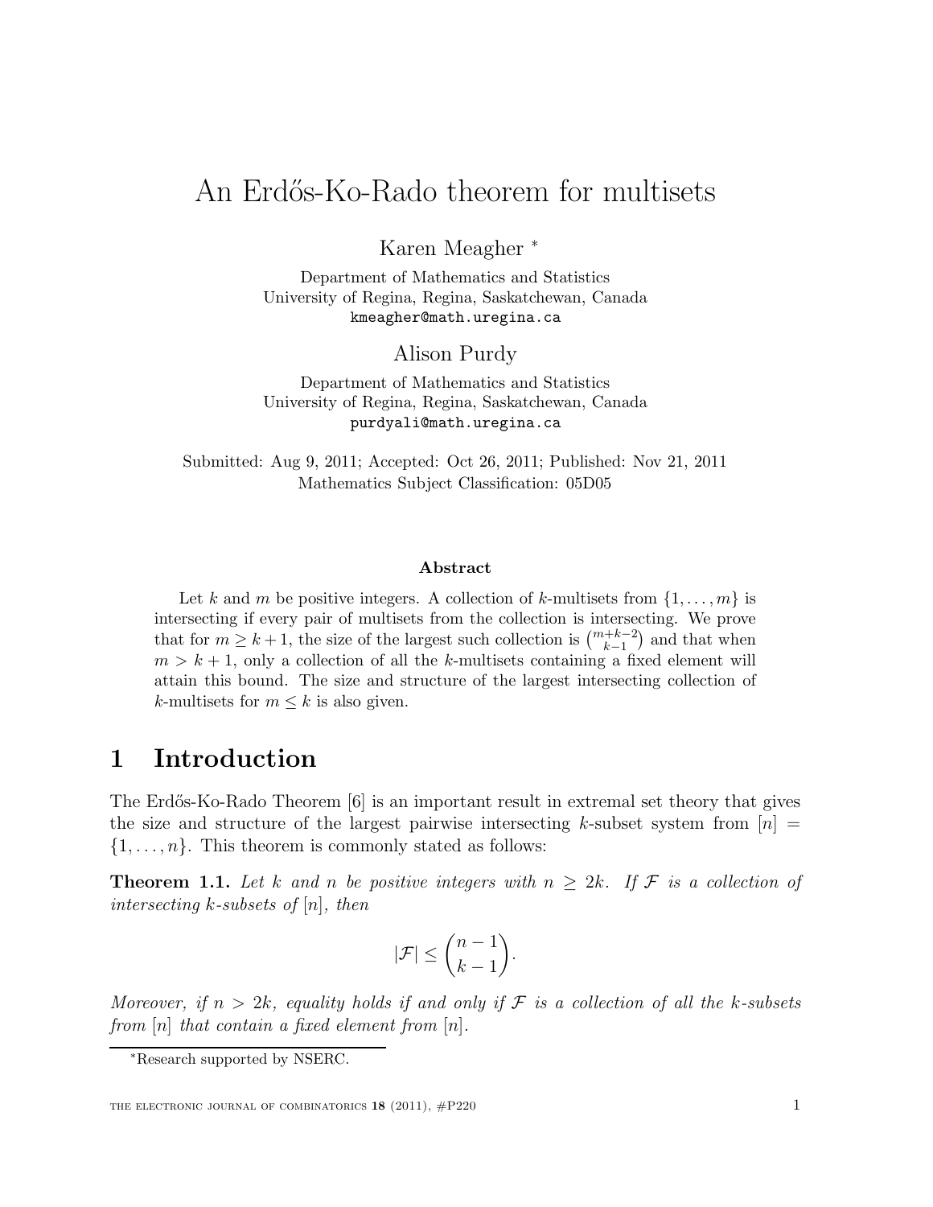# An Erdős-Ko-Rado theorem for multisets

Karen Meagher [*]

Department of Mathematics and Statistics
University of Regina, Regina, Saskatchewan, Canada
kmeagher@math.uregina.ca

Alison Purdy

Department of Mathematics and Statistics
University of Regina, Regina, Saskatchewan, Canada
purdyali@math.uregina.ca

Submitted: Aug 9, 2011; Accepted: Oct 26, 2011; Published: Nov 21, 2011
Mathematics Subject Classification: 05D05

### Abstract

Let $k$ and $m$ be positive integers. A collection of $k$-multisets from $\{1, \dots, m\}$ is intersecting if every pair of multisets from the collection is intersecting. We prove that for $m \geq k+1$, the size of the largest such collection is $\binom{m+k-2}{k-1}$ and that when $m > k+1$, only a collection of all the $k$-multisets containing a fixed element will attain this bound. The size and structure of the largest intersecting collection of $k$-multisets for $m \leq k$ is also given.

## 1 Introduction

The Erdős-Ko-Rado Theorem [6] is an important result in extremal set theory that gives the size and structure of the largest pairwise intersecting $k$-subset system from $[n] = \{1, \dots, n\}$. This theorem is commonly stated as follows:

**Theorem 1.1.** *Let $k$ and $n$ be positive integers with $n \geq 2k$. If $\mathcal{F}$ is a collection of intersecting $k$-subsets of $[n]$, then*

$$|\mathcal{F}| \leq \binom{n-1}{k-1}.$$

*Moreover, if $n > 2k$, equality holds if and only if $\mathcal{F}$ is a collection of all the $k$-subsets from $[n]$ that contain a fixed element from $[n]$.*

[*] Research supported by NSERC.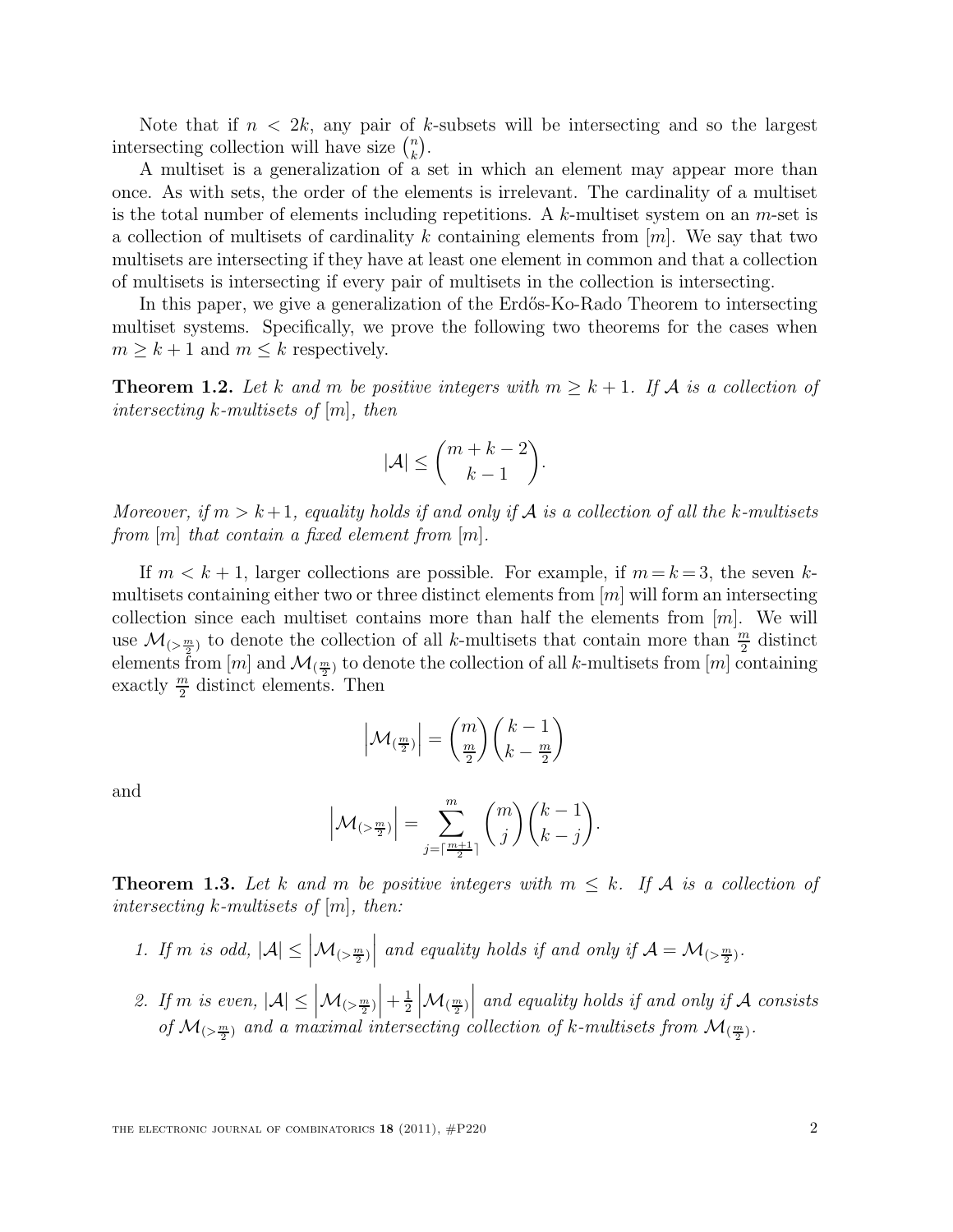Note that if $n < 2k$, any pair of $k$-subsets will be intersecting and so the largest intersecting collection will have size $\binom{n}{k}$.

A multiset is a generalization of a set in which an element may appear more than once. As with sets, the order of the elements is irrelevant. The cardinality of a multiset is the total number of elements including repetitions. A $k$-multiset system on an $m$-set is a collection of multisets of cardinality $k$ containing elements from $[m]$. We say that two multisets are intersecting if they have at least one element in common and that a collection of multisets is intersecting if every pair of multisets in the collection is intersecting.

In this paper, we give a generalization of the Erdős-Ko-Rado Theorem to intersecting multiset systems. Specifically, we prove the following two theorems for the cases when $m \geq k+1$ and $m \leq k$ respectively.

**Theorem 1.2.** *Let $k$ and $m$ be positive integers with $m \geq k+1$. If $\mathcal{A}$ is a collection of intersecting $k$-multisets of $[m]$, then*

$$|\mathcal{A}| \leq \binom{m+k-2}{k-1}.$$

*Moreover, if $m > k+1$, equality holds if and only if $\mathcal{A}$ is a collection of all the $k$-multisets from $[m]$ that contain a fixed element from $[m]$.*

If $m < k+1$, larger collections are possible. For example, if $m = k = 3$, the seven $k$-multisets containing either two or three distinct elements from $[m]$ will form an intersecting collection since each multiset contains more than half the elements from $[m]$. We will use $\mathcal{M}_{(>\frac{m}{2})}$ to denote the collection of all $k$-multisets that contain more than $\frac{m}{2}$ distinct elements from $[m]$ and $\mathcal{M}_{(\frac{m}{2})}$ to denote the collection of all $k$-multisets from $[m]$ containing exactly $\frac{m}{2}$ distinct elements. Then

$$\left|\mathcal{M}_{(\frac{m}{2})}\right| = \binom{m}{\frac{m}{2}}\binom{k-1}{k-\frac{m}{2}}$$

and

$$\left|\mathcal{M}_{(>\frac{m}{2})}\right| = \sum_{j=\lceil \frac{m+1}{2} \rceil}^{m} \binom{m}{j}\binom{k-1}{k-j}.$$

**Theorem 1.3.** *Let $k$ and $m$ be positive integers with $m \leq k$. If $\mathcal{A}$ is a collection of intersecting $k$-multisets of $[m]$, then:*

1. *If $m$ is odd, $|\mathcal{A}| \leq \left|\mathcal{M}_{(>\frac{m}{2})}\right|$ and equality holds if and only if $\mathcal{A} = \mathcal{M}_{(>\frac{m}{2})}$.*
2. *If $m$ is even, $|\mathcal{A}| \leq \left|\mathcal{M}_{(>\frac{m}{2})}\right| + \frac{1}{2}\left|\mathcal{M}_{(\frac{m}{2})}\right|$ and equality holds if and only if $\mathcal{A}$ consists of $\mathcal{M}_{(>\frac{m}{2})}$ and a maximal intersecting collection of $k$-multisets from $\mathcal{M}_{(\frac{m}{2})}$.*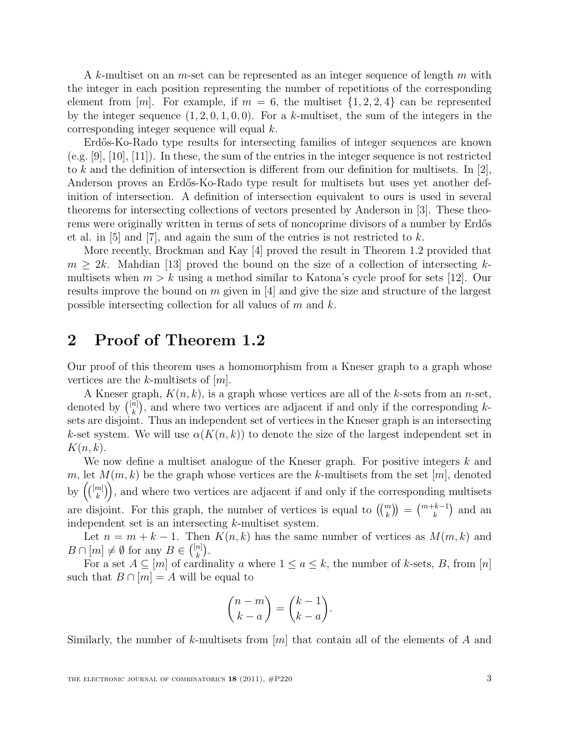A $k$-multiset on an $m$-set can be represented as an integer sequence of length $m$ with the integer in each position representing the number of repetitions of the corresponding element from $[m]$. For example, if $m = 6$, the multiset $\{1, 2, 2, 4\}$ can be represented by the integer sequence $(1, 2, 0, 1, 0, 0)$. For a $k$-multiset, the sum of the integers in the corresponding integer sequence will equal $k$.

Erdős-Ko-Rado type results for intersecting families of integer sequences are known (e.g. [9], [10], [11]). In these, the sum of the entries in the integer sequence is not restricted to $k$ and the definition of intersection is different from our definition for multisets. In [2], Anderson proves an Erdős-Ko-Rado type result for multisets but uses yet another definition of intersection. A definition of intersection equivalent to ours is used in several theorems for intersecting collections of vectors presented by Anderson in [3]. These theorems were originally written in terms of sets of noncoprime divisors of a number by Erdős et al. in [5] and [7], and again the sum of the entries is not restricted to $k$.

More recently, Brockman and Kay [4] proved the result in Theorem 1.2 provided that $m \geq 2k$. Mahdian [13] proved the bound on the size of a collection of intersecting $k$-multisets when $m > k$ using a method similar to Katona's cycle proof for sets [12]. Our results improve the bound on $m$ given in [4] and give the size and structure of the largest possible intersecting collection for all values of $m$ and $k$.

## 2 Proof of Theorem 1.2

Our proof of this theorem uses a homomorphism from a Kneser graph to a graph whose vertices are the $k$-multisets of $[m]$.

A Kneser graph, $K(n, k)$, is a graph whose vertices are all of the $k$-sets from an $n$-set, denoted by $\binom{[n]}{k}$, and where two vertices are adjacent if and only if the corresponding $k$-sets are disjoint. Thus an independent set of vertices in the Kneser graph is an intersecting $k$-set system. We will use $\alpha(K(n, k))$ to denote the size of the largest independent set in $K(n, k)$.

We now define a multiset analogue of the Kneser graph. For positive integers $k$ and $m$, let $M(m, k)$ be the graph whose vertices are the $k$-multisets from the set $[m]$, denoted by $\left(\!\binom{[m]}{k}\!\right)$, and where two vertices are adjacent if and only if the corresponding multisets are disjoint. For this graph, the number of vertices is equal to $\left(\!\binom{m}{k}\!\right) = \binom{m+k-1}{k}$ and an independent set is an intersecting $k$-multiset system.

Let $n = m + k - 1$. Then $K(n, k)$ has the same number of vertices as $M(m, k)$ and $B \cap [m] \neq \emptyset$ for any $B \in \binom{[n]}{k}$.

For a set $A \subseteq [m]$ of cardinality $a$ where $1 \leq a \leq k$, the number of $k$-sets, $B$, from $[n]$ such that $B \cap [m] = A$ will be equal to

$$\binom{n-m}{k-a} = \binom{k-1}{k-a}.$$

Similarly, the number of $k$-multisets from $[m]$ that contain all of the elements of $A$ and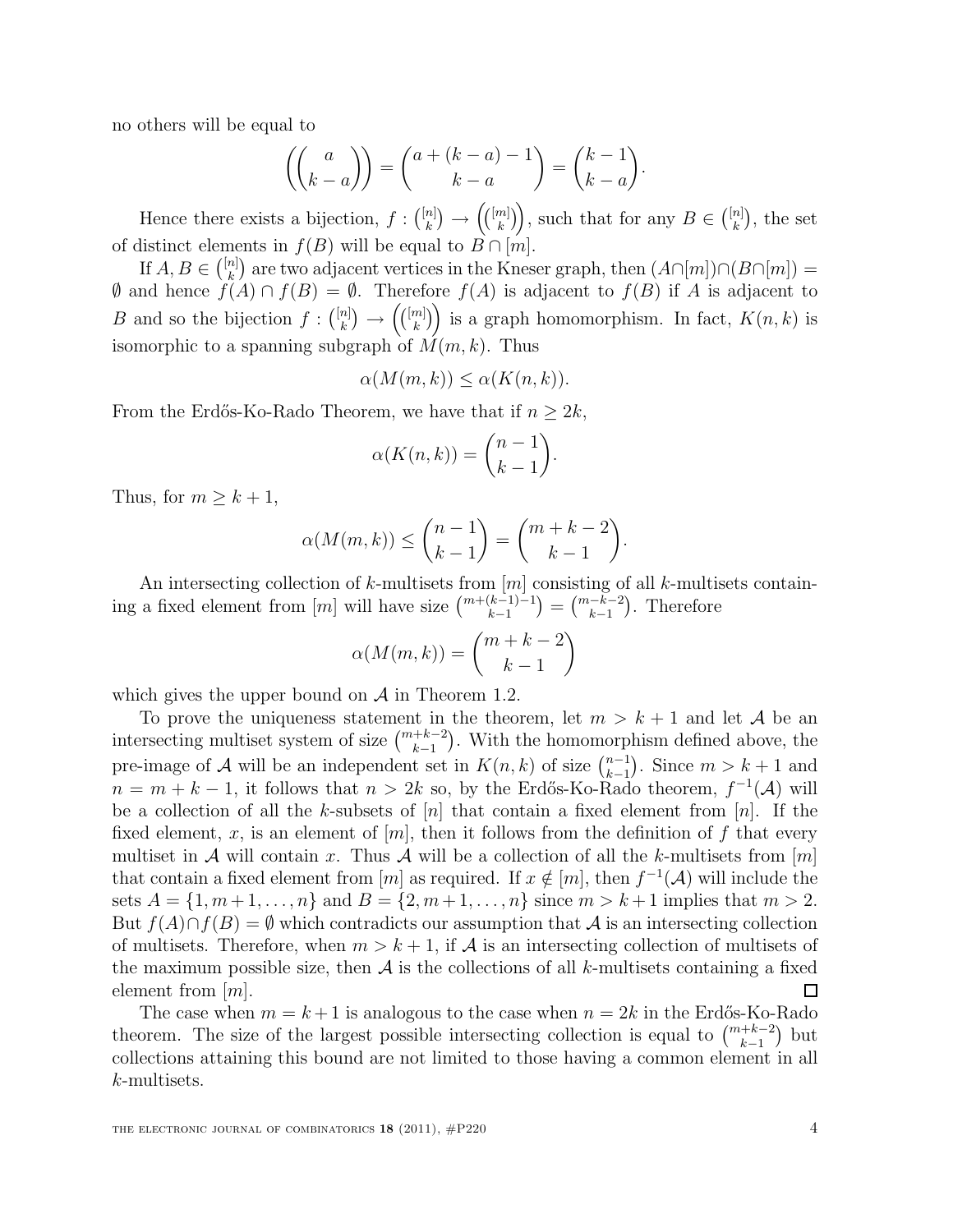no others will be equal to

$$\left(\!\!\binom{a}{k-a}\!\!\right) = \binom{a+(k-a)-1}{k-a} = \binom{k-1}{k-a}.$$

Hence there exists a bijection, $f : \binom{[n]}{k} \to \left(\!\binom{[m]}{k}\!\right)$, such that for any $B \in \binom{[n]}{k}$, the set of distinct elements in $f(B)$ will be equal to $B \cap [m]$.

If $A, B \in \binom{[n]}{k}$ are two adjacent vertices in the Kneser graph, then $(A \cap [m]) \cap (B \cap [m]) = \emptyset$ and hence $f(A) \cap f(B) = \emptyset$. Therefore $f(A)$ is adjacent to $f(B)$ if $A$ is adjacent to $B$ and so the bijection $f : \binom{[n]}{k} \to \left(\!\binom{[m]}{k}\!\right)$ is a graph homomorphism. In fact, $K(n,k)$ is isomorphic to a spanning subgraph of $M(m,k)$. Thus

$$\alpha(M(m,k)) \leq \alpha(K(n,k)).$$

From the Erdős-Ko-Rado Theorem, we have that if $n \geq 2k$,

$$\alpha(K(n,k)) = \binom{n-1}{k-1}.$$

Thus, for $m \geq k+1$,

$$\alpha(M(m,k)) \leq \binom{n-1}{k-1} = \binom{m+k-2}{k-1}.$$

An intersecting collection of $k$-multisets from $[m]$ consisting of all $k$-multisets containing a fixed element from $[m]$ will have size $\binom{m+(k-1)-1}{k-1} = \binom{m-k-2}{k-1}$. Therefore

$$\alpha(M(m,k)) = \binom{m+k-2}{k-1}$$

which gives the upper bound on $\mathcal{A}$ in Theorem 1.2.

To prove the uniqueness statement in the theorem, let $m > k+1$ and let $\mathcal{A}$ be an intersecting multiset system of size $\binom{m+k-2}{k-1}$. With the homomorphism defined above, the pre-image of $\mathcal{A}$ will be an independent set in $K(n,k)$ of size $\binom{n-1}{k-1}$. Since $m > k+1$ and $n = m+k-1$, it follows that $n > 2k$ so, by the Erdős-Ko-Rado theorem, $f^{-1}(\mathcal{A})$ will be a collection of all the $k$-subsets of $[n]$ that contain a fixed element from $[n]$. If the fixed element, $x$, is an element of $[m]$, then it follows from the definition of $f$ that every multiset in $\mathcal{A}$ will contain $x$. Thus $\mathcal{A}$ will be a collection of all the $k$-multisets from $[m]$ that contain a fixed element from $[m]$ as required. If $x \notin [m]$, then $f^{-1}(\mathcal{A})$ will include the sets $A = \{1, m+1, \ldots, n\}$ and $B = \{2, m+1, \ldots, n\}$ since $m > k+1$ implies that $m > 2$. But $f(A) \cap f(B) = \emptyset$ which contradicts our assumption that $\mathcal{A}$ is an intersecting collection of multisets. Therefore, when $m > k+1$, if $\mathcal{A}$ is an intersecting collection of multisets of the maximum possible size, then $\mathcal{A}$ is the collections of all $k$-multisets containing a fixed element from $[m]$. $\square$

The case when $m = k+1$ is analogous to the case when $n = 2k$ in the Erdős-Ko-Rado theorem. The size of the largest possible intersecting collection is equal to $\binom{m+k-2}{k-1}$ but collections attaining this bound are not limited to those having a common element in all $k$-multisets.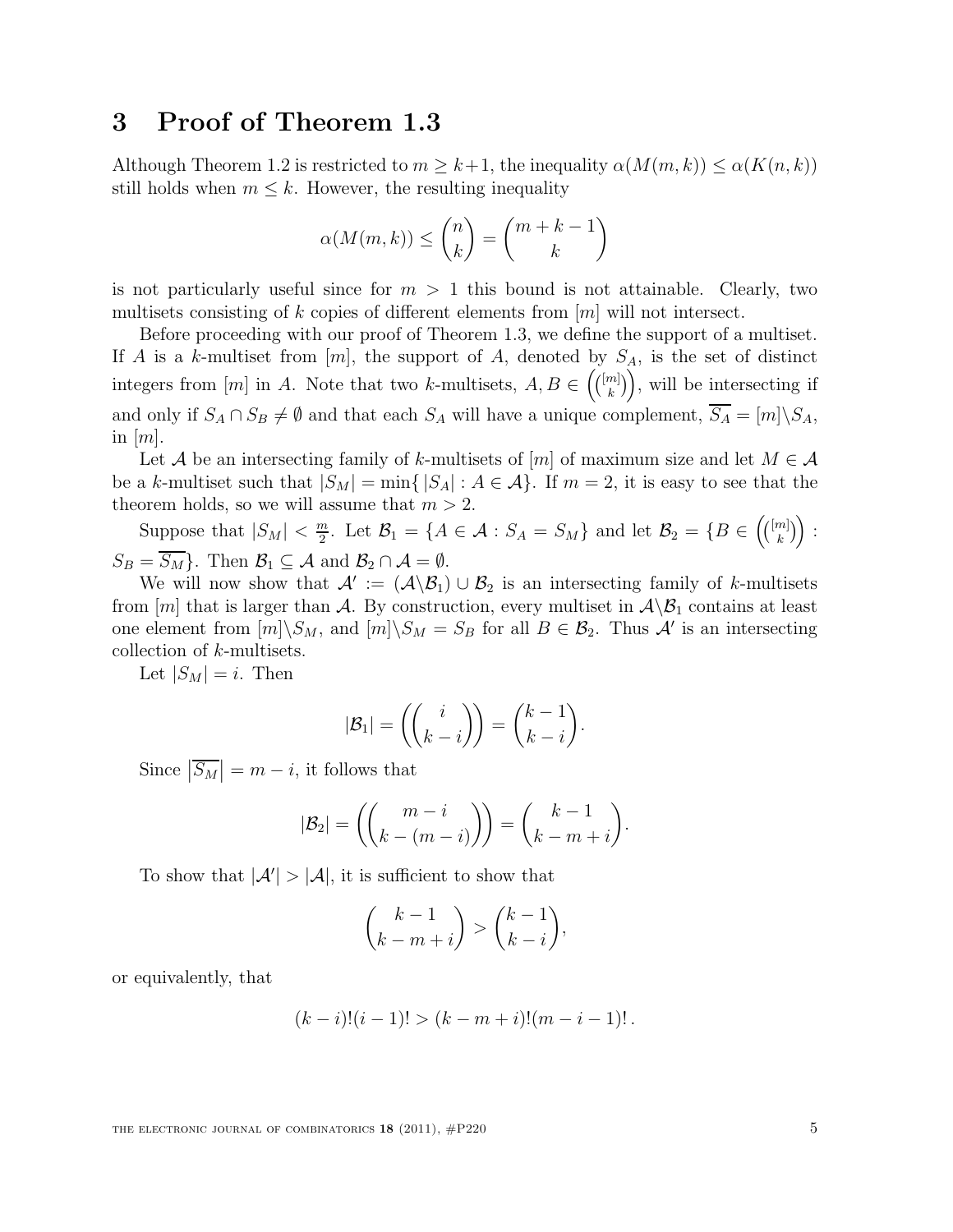## 3 Proof of Theorem 1.3

Although Theorem 1.2 is restricted to $m \geq k+1$, the inequality $\alpha(M(m,k)) \leq \alpha(K(n,k))$ still holds when $m \leq k$. However, the resulting inequality

$$\alpha(M(m,k)) \leq \binom{n}{k} = \binom{m+k-1}{k}$$

is not particularly useful since for $m > 1$ this bound is not attainable. Clearly, two multisets consisting of $k$ copies of different elements from $[m]$ will not intersect.

Before proceeding with our proof of Theorem 1.3, we define the support of a multiset. If $A$ is a $k$-multiset from $[m]$, the support of $A$, denoted by $S_A$, is the set of distinct integers from $[m]$ in $A$. Note that two $k$-multisets, $A, B \in \left(\binom{[m]}{k}\right)$, will be intersecting if and only if $S_A \cap S_B \neq \emptyset$ and that each $S_A$ will have a unique complement, $\overline{S_A} = [m] \backslash S_A$, in $[m]$.

Let $\mathcal{A}$ be an intersecting family of $k$-multisets of $[m]$ of maximum size and let $M \in \mathcal{A}$ be a $k$-multiset such that $|S_M| = \min\{\, |S_A| : A \in \mathcal{A}\}$. If $m = 2$, it is easy to see that the theorem holds, so we will assume that $m > 2$.

Suppose that $|S_M| < \frac{m}{2}$. Let $\mathcal{B}_1 = \{A \in \mathcal{A} : S_A = S_M\}$ and let $\mathcal{B}_2 = \{B \in \left(\binom{[m]}{k}\right) : S_B = \overline{S_M}\}$. Then $\mathcal{B}_1 \subseteq \mathcal{A}$ and $\mathcal{B}_2 \cap \mathcal{A} = \emptyset$.

We will now show that $\mathcal{A}' := (\mathcal{A} \backslash \mathcal{B}_1) \cup \mathcal{B}_2$ is an intersecting family of $k$-multisets from $[m]$ that is larger than $\mathcal{A}$. By construction, every multiset in $\mathcal{A} \backslash \mathcal{B}_1$ contains at least one element from $[m] \backslash S_M$, and $[m] \backslash S_M = S_B$ for all $B \in \mathcal{B}_2$. Thus $\mathcal{A}'$ is an intersecting collection of $k$-multisets.

Let $|S_M| = i$. Then

$$|\mathcal{B}_1| = \left(\binom{i}{k-i}\right) = \binom{k-1}{k-i}.$$

Since $\left|\overline{S_M}\right| = m - i$, it follows that

$$|\mathcal{B}_2| = \left(\binom{m-i}{k-(m-i)}\right) = \binom{k-1}{k-m+i}.$$

To show that $|\mathcal{A}'| > |\mathcal{A}|$, it is sufficient to show that

$$\binom{k-1}{k-m+i} > \binom{k-1}{k-i},$$

or equivalently, that

$$(k-i)!(i-1)! > (k-m+i)!(m-i-1)!\,.$$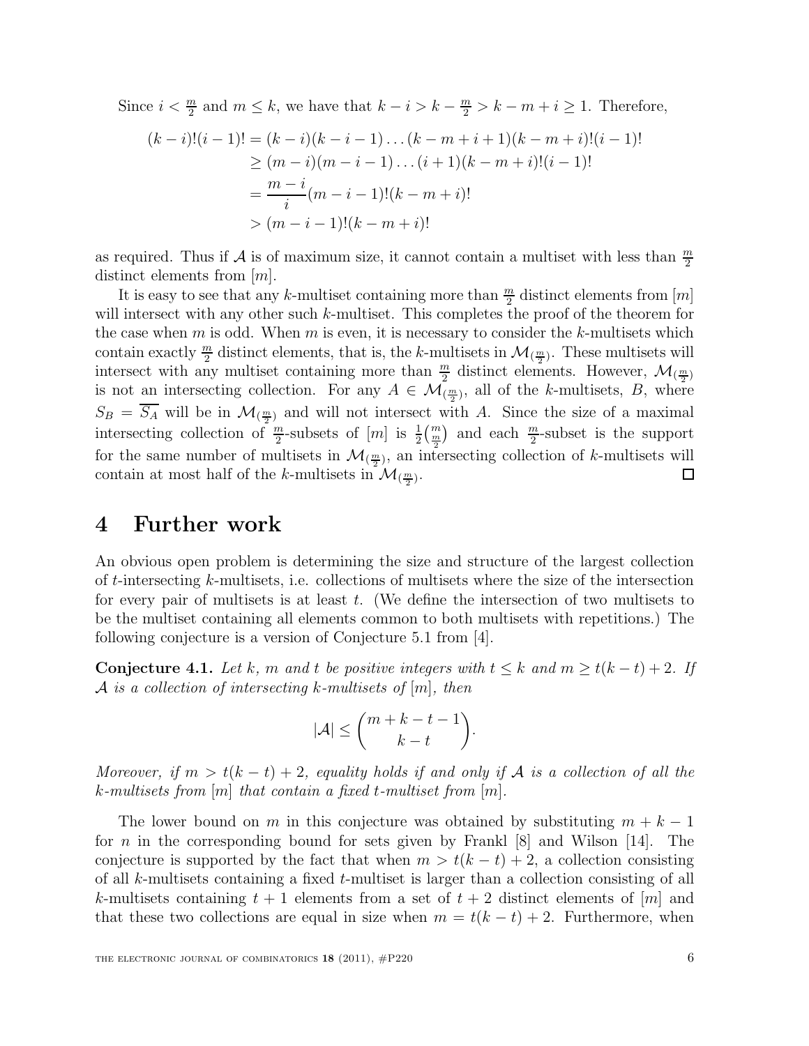Since $i < \frac{m}{2}$ and $m \leq k$, we have that $k - i > k - \frac{m}{2} > k - m + i \geq 1$. Therefore,

$$
\begin{aligned}
(k-i)!(i-1)! &= (k-i)(k-i-1)\dots(k-m+i+1)(k-m+i)!(i-1)! \\
&\geq (m-i)(m-i-1)\dots(i+1)(k-m+i)!(i-1)! \\
&= \frac{m-i}{i}(m-i-1)!(k-m+i)! \\
&> (m-i-1)!(k-m+i)!
\end{aligned}
$$

as required. Thus if $\mathcal{A}$ is of maximum size, it cannot contain a multiset with less than $\frac{m}{2}$ distinct elements from $[m]$.

It is easy to see that any $k$-multiset containing more than $\frac{m}{2}$ distinct elements from $[m]$ will intersect with any other such $k$-multiset. This completes the proof of the theorem for the case when $m$ is odd. When $m$ is even, it is necessary to consider the $k$-multisets which contain exactly $\frac{m}{2}$ distinct elements, that is, the $k$-multisets in $\mathcal{M}_{(\frac{m}{2})}$. These multisets will intersect with any multiset containing more than $\frac{m}{2}$ distinct elements. However, $\mathcal{M}_{(\frac{m}{2})}$ is not an intersecting collection. For any $A \in \mathcal{M}_{(\frac{m}{2})}$, all of the $k$-multisets, $B$, where $S_B = \overline{S_A}$ will be in $\mathcal{M}_{(\frac{m}{2})}$ and will not intersect with $A$. Since the size of a maximal intersecting collection of $\frac{m}{2}$-subsets of $[m]$ is $\frac{1}{2}\binom{m}{\frac{m}{2}}$ and each $\frac{m}{2}$-subset is the support for the same number of multisets in $\mathcal{M}_{(\frac{m}{2})}$, an intersecting collection of $k$-multisets will contain at most half of the $k$-multisets in $\mathcal{M}_{(\frac{m}{2})}$. □

# 4 Further work

An obvious open problem is determining the size and structure of the largest collection of $t$-intersecting $k$-multisets, i.e. collections of multisets where the size of the intersection for every pair of multisets is at least $t$. (We define the intersection of two multisets to be the multiset containing all elements common to both multisets with repetitions.) The following conjecture is a version of Conjecture 5.1 from [4].

**Conjecture 4.1.** *Let $k$, $m$ and $t$ be positive integers with $t \leq k$ and $m \geq t(k-t)+2$. If $\mathcal{A}$ is a collection of intersecting $k$-multisets of $[m]$, then*

$$|\mathcal{A}| \leq \binom{m+k-t-1}{k-t}.$$

*Moreover, if $m > t(k-t)+2$, equality holds if and only if $\mathcal{A}$ is a collection of all the $k$-multisets from $[m]$ that contain a fixed $t$-multiset from $[m]$.*

The lower bound on $m$ in this conjecture was obtained by substituting $m+k-1$ for $n$ in the corresponding bound for sets given by Frankl [8] and Wilson [14]. The conjecture is supported by the fact that when $m > t(k-t)+2$, a collection consisting of all $k$-multisets containing a fixed $t$-multiset is larger than a collection consisting of all $k$-multisets containing $t+1$ elements from a set of $t+2$ distinct elements of $[m]$ and that these two collections are equal in size when $m = t(k-t)+2$. Furthermore, when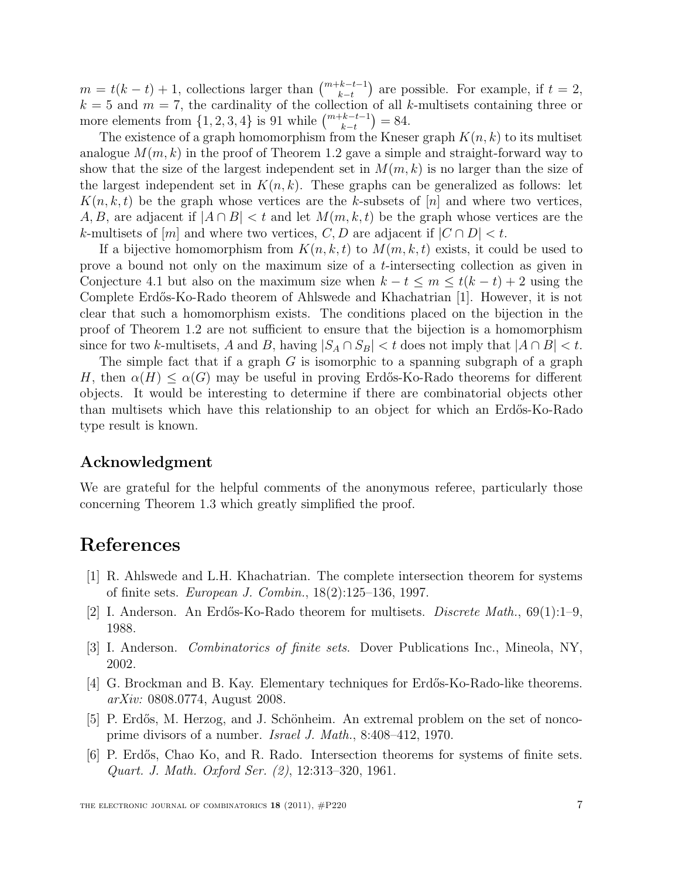$m = t(k-t)+1$, collections larger than $\binom{m+k-t-1}{k-t}$ are possible. For example, if $t = 2$, $k = 5$ and $m = 7$, the cardinality of the collection of all $k$-multisets containing three or more elements from $\{1, 2, 3, 4\}$ is 91 while $\binom{m+k-t-1}{k-t} = 84$.

The existence of a graph homomorphism from the Kneser graph $K(n, k)$ to its multiset analogue $M(m, k)$ in the proof of Theorem 1.2 gave a simple and straight-forward way to show that the size of the largest independent set in $M(m, k)$ is no larger than the size of the largest independent set in $K(n, k)$. These graphs can be generalized as follows: let $K(n, k, t)$ be the graph whose vertices are the $k$-subsets of $[n]$ and where two vertices, $A, B$, are adjacent if $|A \cap B| < t$ and let $M(m, k, t)$ be the graph whose vertices are the $k$-multisets of $[m]$ and where two vertices, $C, D$ are adjacent if $|C \cap D| < t$.

If a bijective homomorphism from $K(n, k, t)$ to $M(m, k, t)$ exists, it could be used to prove a bound not only on the maximum size of a $t$-intersecting collection as given in Conjecture 4.1 but also on the maximum size when $k - t \leq m \leq t(k-t)+2$ using the Complete Erdős-Ko-Rado theorem of Ahlswede and Khachatrian [1]. However, it is not clear that such a homomorphism exists. The conditions placed on the bijection in the proof of Theorem 1.2 are not sufficient to ensure that the bijection is a homomorphism since for two $k$-multisets, $A$ and $B$, having $|S_A \cap S_B| < t$ does not imply that $|A \cap B| < t$.

The simple fact that if a graph $G$ is isomorphic to a spanning subgraph of a graph $H$, then $\alpha(H) \leq \alpha(G)$ may be useful in proving Erdős-Ko-Rado theorems for different objects. It would be interesting to determine if there are combinatorial objects other than multisets which have this relationship to an object for which an Erdős-Ko-Rado type result is known.

## Acknowledgment

We are grateful for the helpful comments of the anonymous referee, particularly those concerning Theorem 1.3 which greatly simplified the proof.

# References

[1] R. Ahlswede and L.H. Khachatrian. The complete intersection theorem for systems of finite sets. *European J. Combin.*, 18(2):125–136, 1997.

[2] I. Anderson. An Erdős-Ko-Rado theorem for multisets. *Discrete Math.*, 69(1):1–9, 1988.

[3] I. Anderson. *Combinatorics of finite sets*. Dover Publications Inc., Mineola, NY, 2002.

[4] G. Brockman and B. Kay. Elementary techniques for Erdős-Ko-Rado-like theorems. *arXiv:* 0808.0774, August 2008.

[5] P. Erdős, M. Herzog, and J. Schönheim. An extremal problem on the set of noncoprime divisors of a number. *Israel J. Math.*, 8:408–412, 1970.

[6] P. Erdős, Chao Ko, and R. Rado. Intersection theorems for systems of finite sets. *Quart. J. Math. Oxford Ser. (2)*, 12:313–320, 1961.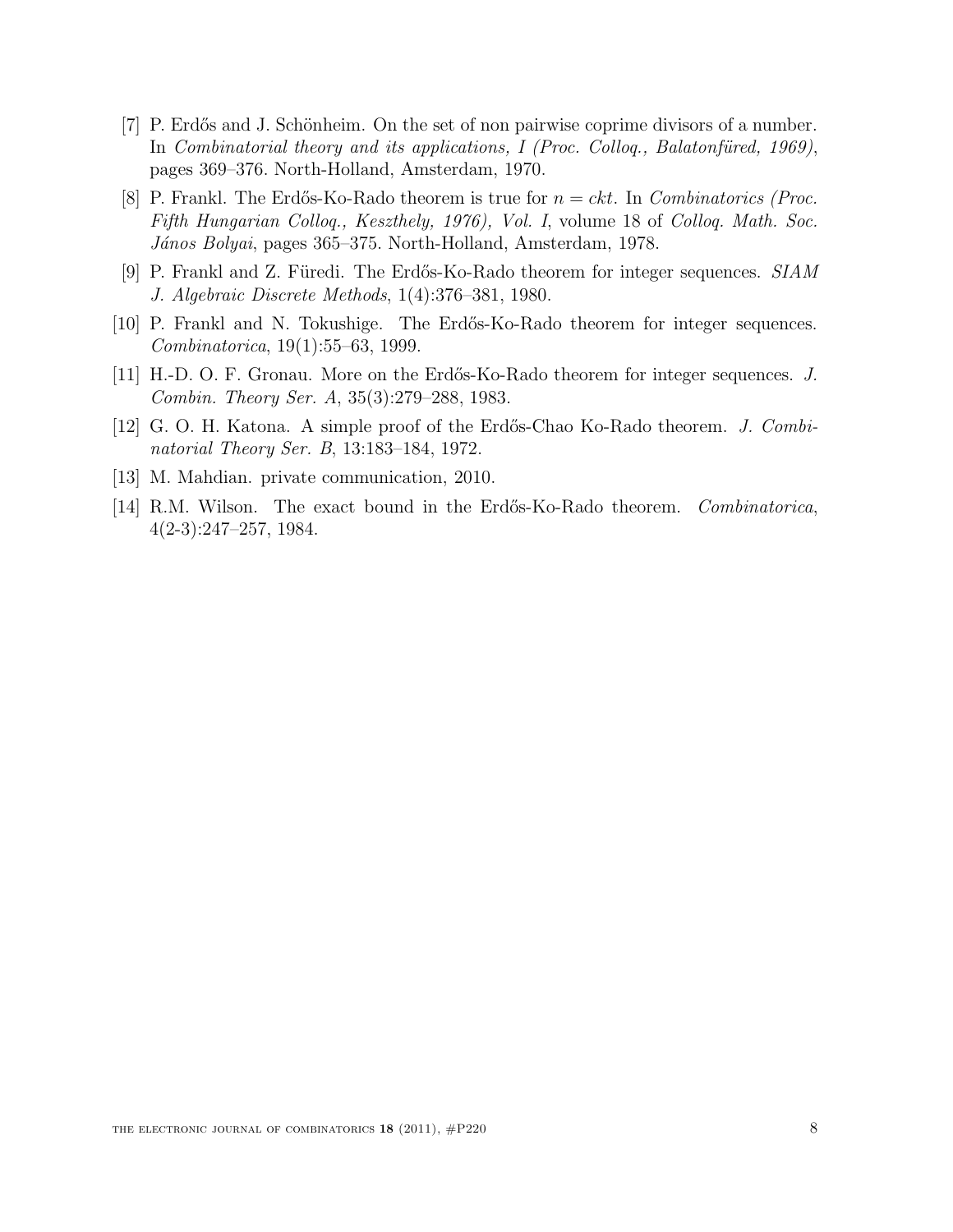[7] P. Erdős and J. Schönheim. On the set of non pairwise coprime divisors of a number. In *Combinatorial theory and its applications, I (Proc. Colloq., Balatonfüred, 1969)*, pages 369–376. North-Holland, Amsterdam, 1970.

[8] P. Frankl. The Erdős-Ko-Rado theorem is true for $n = ckt$. In *Combinatorics (Proc. Fifth Hungarian Colloq., Keszthely, 1976), Vol. I*, volume 18 of *Colloq. Math. Soc. János Bolyai*, pages 365–375. North-Holland, Amsterdam, 1978.

[9] P. Frankl and Z. Füredi. The Erdős-Ko-Rado theorem for integer sequences. *SIAM J. Algebraic Discrete Methods*, 1(4):376–381, 1980.

[10] P. Frankl and N. Tokushige. The Erdős-Ko-Rado theorem for integer sequences. *Combinatorica*, 19(1):55–63, 1999.

[11] H.-D. O. F. Gronau. More on the Erdős-Ko-Rado theorem for integer sequences. *J. Combin. Theory Ser. A*, 35(3):279–288, 1983.

[12] G. O. H. Katona. A simple proof of the Erdős-Chao Ko-Rado theorem. *J. Combinatorial Theory Ser. B*, 13:183–184, 1972.

[13] M. Mahdian. private communication, 2010.

[14] R.M. Wilson. The exact bound in the Erdős-Ko-Rado theorem. *Combinatorica*, 4(2-3):247–257, 1984.